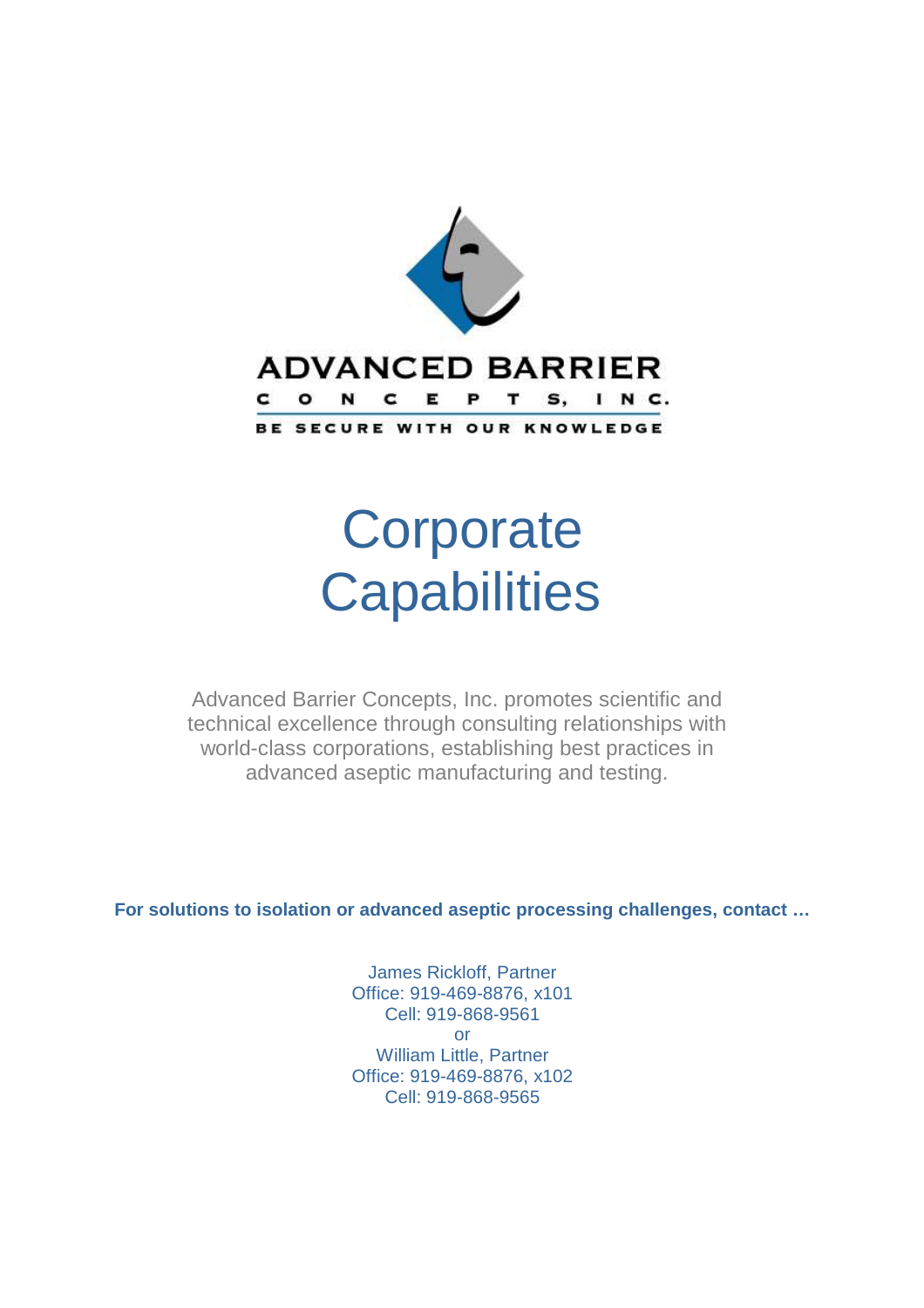ADVANCED BARRIER

CONCEPTS, INC.

BE SECURE WITH OUR KNOWLEDGE

# Corporate Capabilities

Advanced Barrier Concepts, Inc. promotes scientific and technical excellence through consulting relationships with world-class corporations, establishing best practices in advanced aseptic manufacturing and testing.

**For solutions to isolation or advanced aseptic processing challenges, contact …**

James Rickloff, Partner
Office: 919-469-8876, x101
Cell: 919-868-9561
or
William Little, Partner
Office: 919-469-8876, x102
Cell: 919-868-9565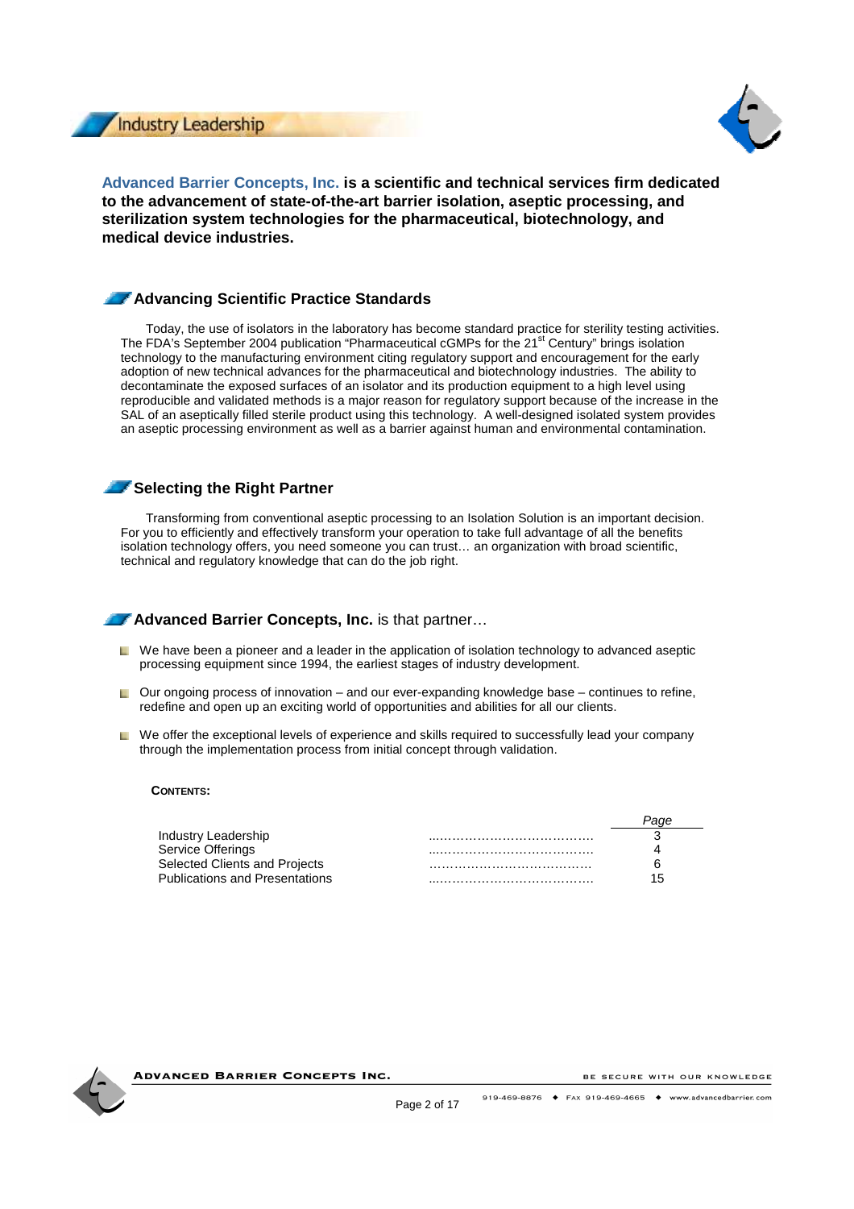# Industry Leadership

**Advanced Barrier Concepts, Inc. is a scientific and technical services firm dedicated to the advancement of state-of-the-art barrier isolation, aseptic processing, and sterilization system technologies for the pharmaceutical, biotechnology, and medical device industries.**

## Advancing Scientific Practice Standards

Today, the use of isolators in the laboratory has become standard practice for sterility testing activities. The FDA's September 2004 publication "Pharmaceutical cGMPs for the 21st Century" brings isolation technology to the manufacturing environment citing regulatory support and encouragement for the early adoption of new technical advances for the pharmaceutical and biotechnology industries. The ability to decontaminate the exposed surfaces of an isolator and its production equipment to a high level using reproducible and validated methods is a major reason for regulatory support because of the increase in the SAL of an aseptically filled sterile product using this technology. A well-designed isolated system provides an aseptic processing environment as well as a barrier against human and environmental contamination.

## Selecting the Right Partner

Transforming from conventional aseptic processing to an Isolation Solution is an important decision. For you to efficiently and effectively transform your operation to take full advantage of all the benefits isolation technology offers, you need someone you can trust… an organization with broad scientific, technical and regulatory knowledge that can do the job right.

## **Advanced Barrier Concepts, Inc.** is that partner…

- We have been a pioneer and a leader in the application of isolation technology to advanced aseptic processing equipment since 1994, the earliest stages of industry development.
- Our ongoing process of innovation – and our ever-expanding knowledge base – continues to refine, redefine and open up an exciting world of opportunities and abilities for all our clients.
- We offer the exceptional levels of experience and skills required to successfully lead your company through the implementation process from initial concept through validation.

**CONTENTS:**

| | *Page* |
|---|---|
| Industry Leadership | 3 |
| Service Offerings | 4 |
| Selected Clients and Projects | 6 |
| Publications and Presentations | 15 |

**ADVANCED BARRIER CONCEPTS INC.** — BE SECURE WITH OUR KNOWLEDGE

919-469-8876 ◆ FAX 919-469-4665 ◆ www.advancedbarrier.com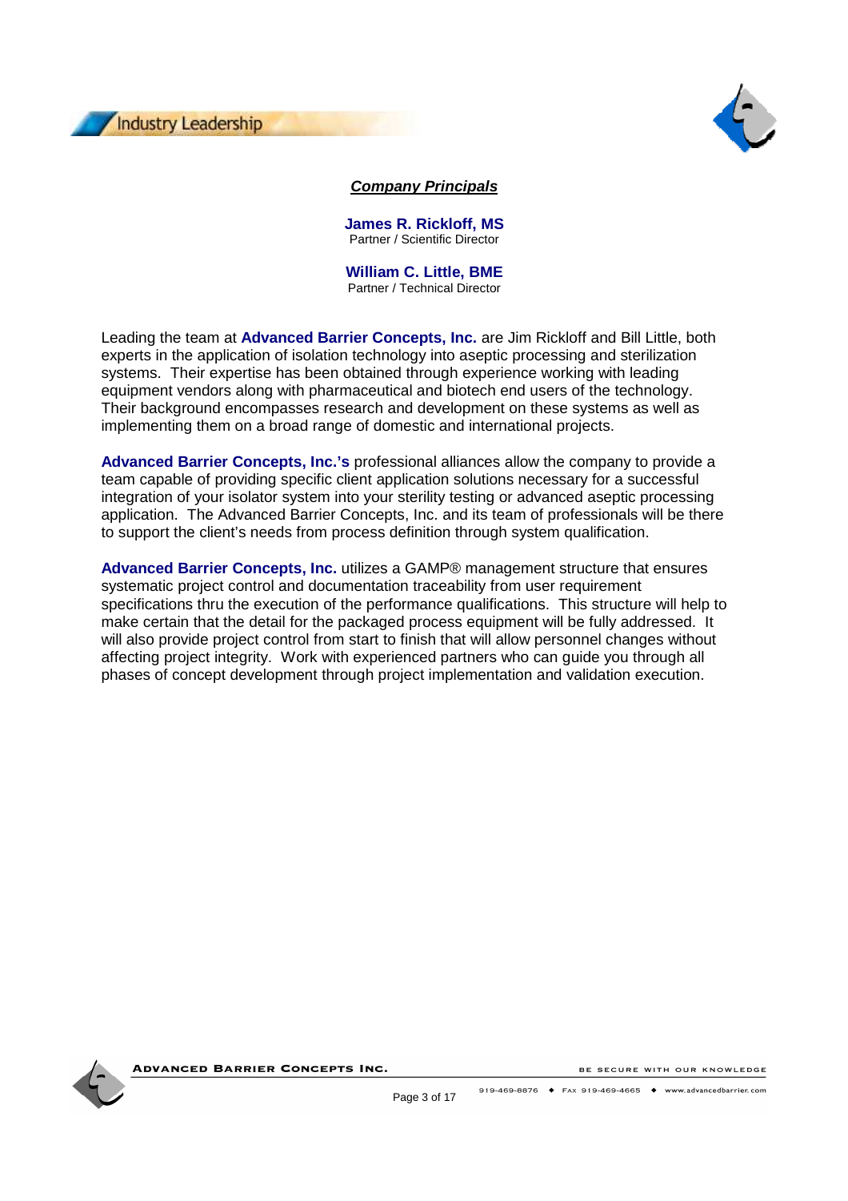# Industry Leadership

## ***Company Principals***

**James R. Rickloff, MS**
Partner / Scientific Director

**William C. Little, BME**
Partner / Technical Director

Leading the team at **Advanced Barrier Concepts, Inc.** are Jim Rickloff and Bill Little, both experts in the application of isolation technology into aseptic processing and sterilization systems. Their expertise has been obtained through experience working with leading equipment vendors along with pharmaceutical and biotech end users of the technology. Their background encompasses research and development on these systems as well as implementing them on a broad range of domestic and international projects.

**Advanced Barrier Concepts, Inc.'s** professional alliances allow the company to provide a team capable of providing specific client application solutions necessary for a successful integration of your isolator system into your sterility testing or advanced aseptic processing application. The Advanced Barrier Concepts, Inc. and its team of professionals will be there to support the client's needs from process definition through system qualification.

**Advanced Barrier Concepts, Inc.** utilizes a GAMP® management structure that ensures systematic project control and documentation traceability from user requirement specifications thru the execution of the performance qualifications. This structure will help to make certain that the detail for the packaged process equipment will be fully addressed. It will also provide project control from start to finish that will allow personnel changes without affecting project integrity. Work with experienced partners who can guide you through all phases of concept development through project implementation and validation execution.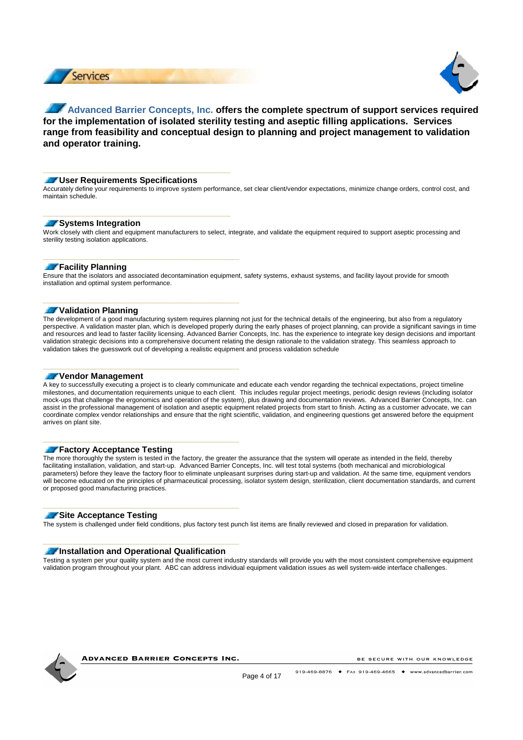# Services

**Advanced Barrier Concepts, Inc. offers the complete spectrum of support services required for the implementation of isolated sterility testing and aseptic filling applications. Services range from feasibility and conceptual design to planning and project management to validation and operator training.**

### User Requirements Specifications

Accurately define your requirements to improve system performance, set clear client/vendor expectations, minimize change orders, control cost, and maintain schedule.

### Systems Integration

Work closely with client and equipment manufacturers to select, integrate, and validate the equipment required to support aseptic processing and sterility testing isolation applications.

### Facility Planning

Ensure that the isolators and associated decontamination equipment, safety systems, exhaust systems, and facility layout provide for smooth installation and optimal system performance.

### Validation Planning

The development of a good manufacturing system requires planning not just for the technical details of the engineering, but also from a regulatory perspective. A validation master plan, which is developed properly during the early phases of project planning, can provide a significant savings in time and resources and lead to faster facility licensing. Advanced Barrier Concepts, Inc. has the experience to integrate key design decisions and important validation strategic decisions into a comprehensive document relating the design rationale to the validation strategy. This seamless approach to validation takes the guesswork out of developing a realistic equipment and process validation schedule

### Vendor Management

A key to successfully executing a project is to clearly communicate and educate each vendor regarding the technical expectations, project timeline milestones, and documentation requirements unique to each client. This includes regular project meetings, periodic design reviews (including isolator mock-ups that challenge the ergonomics and operation of the system), plus drawing and documentation reviews. Advanced Barrier Concepts, Inc. can assist in the professional management of isolation and aseptic equipment related projects from start to finish. Acting as a customer advocate, we can coordinate complex vendor relationships and ensure that the right scientific, validation, and engineering questions get answered before the equipment arrives on plant site.

### Factory Acceptance Testing

The more thoroughly the system is tested in the factory, the greater the assurance that the system will operate as intended in the field, thereby facilitating installation, validation, and start-up. Advanced Barrier Concepts, Inc. will test total systems (both mechanical and microbiological parameters) before they leave the factory floor to eliminate unpleasant surprises during start-up and validation. At the same time, equipment vendors will become educated on the principles of pharmaceutical processing, isolator system design, sterilization, client documentation standards, and current or proposed good manufacturing practices.

### Site Acceptance Testing

The system is challenged under field conditions, plus factory test punch list items are finally reviewed and closed in preparation for validation.

### Installation and Operational Qualification

Testing a system per your quality system and the most current industry standards will provide you with the most consistent comprehensive equipment validation program throughout your plant. ABC can address individual equipment validation issues as well system-wide interface challenges.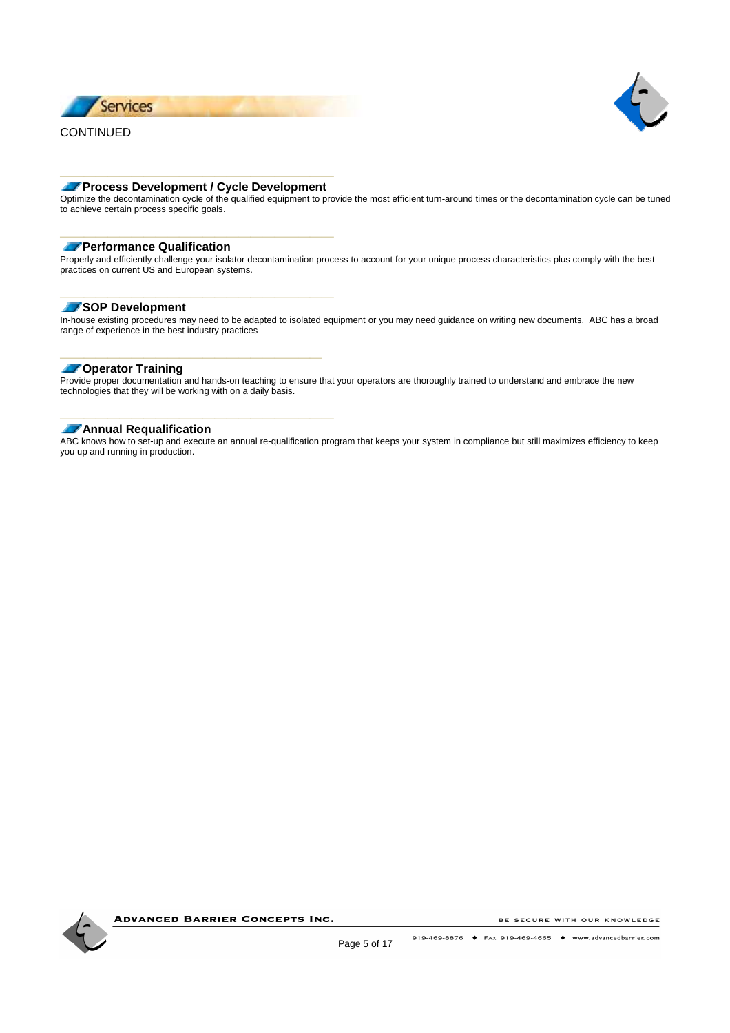# Services

CONTINUED

### Process Development / Cycle Development

Optimize the decontamination cycle of the qualified equipment to provide the most efficient turn-around times or the decontamination cycle can be tuned to achieve certain process specific goals.

### Performance Qualification

Properly and efficiently challenge your isolator decontamination process to account for your unique process characteristics plus comply with the best practices on current US and European systems.

### SOP Development

In-house existing procedures may need to be adapted to isolated equipment or you may need guidance on writing new documents. ABC has a broad range of experience in the best industry practices

### Operator Training

Provide proper documentation and hands-on teaching to ensure that your operators are thoroughly trained to understand and embrace the new technologies that they will be working with on a daily basis.

### Annual Requalification

ABC knows how to set-up and execute an annual re-qualification program that keeps your system in compliance but still maximizes efficiency to keep you up and running in production.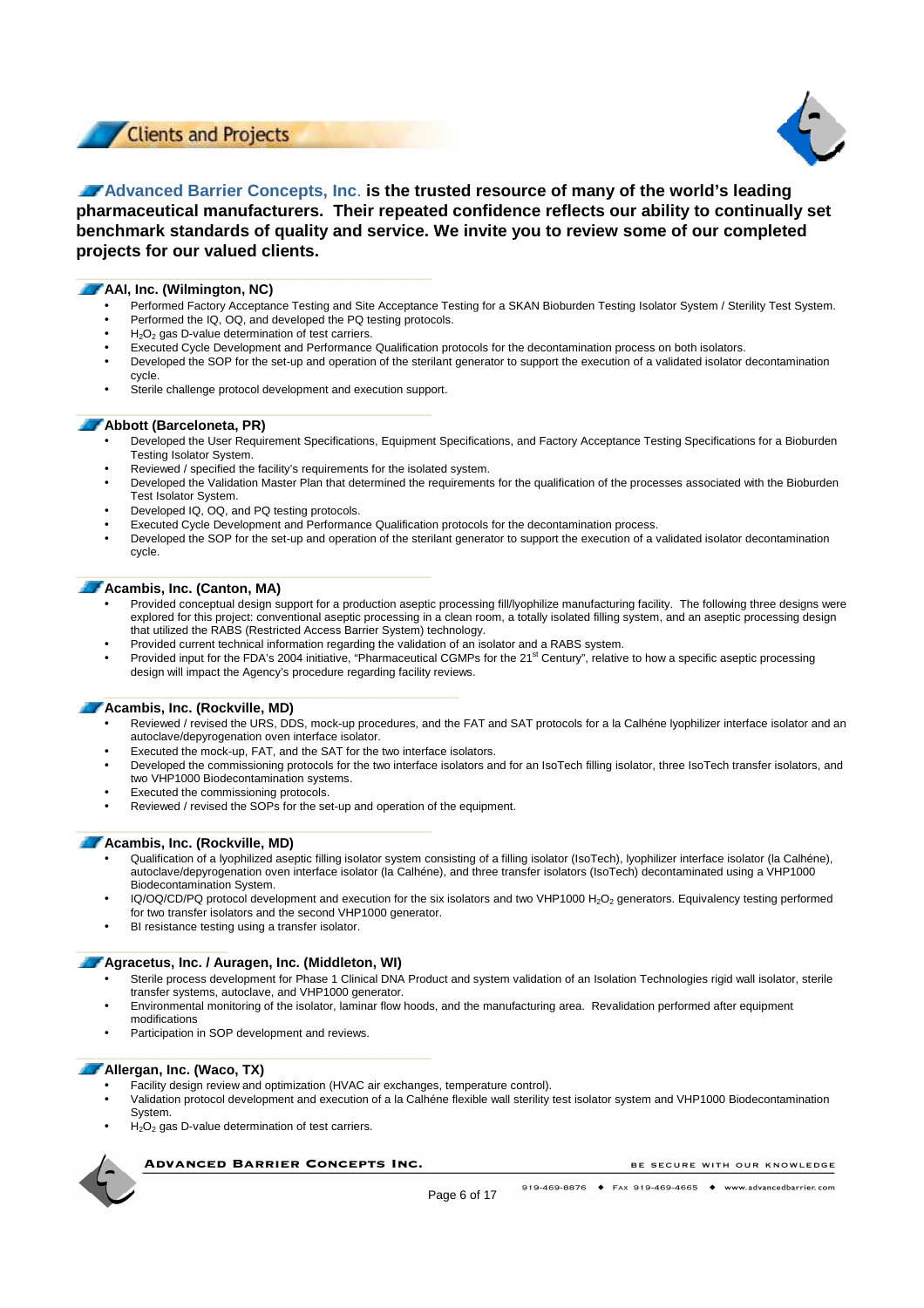## Clients and Projects

**Advanced Barrier Concepts, Inc. is the trusted resource of many of the world's leading pharmaceutical manufacturers. Their repeated confidence reflects our ability to continually set benchmark standards of quality and service. We invite you to review some of our completed projects for our valued clients.**

### AAI, Inc. (Wilmington, NC)

- Performed Factory Acceptance Testing and Site Acceptance Testing for a SKAN Bioburden Testing Isolator System / Sterility Test System.
- Performed the IQ, OQ, and developed the PQ testing protocols.
- $H_2O_2$ gas D-value determination of test carriers.
- Executed Cycle Development and Performance Qualification protocols for the decontamination process on both isolators.
- Developed the SOP for the set-up and operation of the sterilant generator to support the execution of a validated isolator decontamination cycle.
- Sterile challenge protocol development and execution support.

### Abbott (Barceloneta, PR)

- Developed the User Requirement Specifications, Equipment Specifications, and Factory Acceptance Testing Specifications for a Bioburden Testing Isolator System.
- Reviewed / specified the facility's requirements for the isolated system.
- Developed the Validation Master Plan that determined the requirements for the qualification of the processes associated with the Bioburden Test Isolator System.
- Developed IQ, OQ, and PQ testing protocols.
- Executed Cycle Development and Performance Qualification protocols for the decontamination process.
- Developed the SOP for the set-up and operation of the sterilant generator to support the execution of a validated isolator decontamination cycle.

### Acambis, Inc. (Canton, MA)

- Provided conceptual design support for a production aseptic processing fill/lyophilize manufacturing facility. The following three designs were explored for this project: conventional aseptic processing in a clean room, a totally isolated filling system, and an aseptic processing design that utilized the RABS (Restricted Access Barrier System) technology.
- Provided current technical information regarding the validation of an isolator and a RABS system.
- Provided input for the FDA's 2004 initiative, "Pharmaceutical CGMPs for the 21st Century", relative to how a specific aseptic processing design will impact the Agency's procedure regarding facility reviews.

### Acambis, Inc. (Rockville, MD)

- Reviewed / revised the URS, DDS, mock-up procedures, and the FAT and SAT protocols for a la Calhéne lyophilizer interface isolator and an autoclave/depyrogenation oven interface isolator.
- Executed the mock-up, FAT, and the SAT for the two interface isolators.
- Developed the commissioning protocols for the two interface isolators and for an IsoTech filling isolator, three IsoTech transfer isolators, and two VHP1000 Biodecontamination systems.
- Executed the commissioning protocols.
- Reviewed / revised the SOPs for the set-up and operation of the equipment.

### Acambis, Inc. (Rockville, MD)

- Qualification of a lyophilized aseptic filling isolator system consisting of a filling isolator (IsoTech), lyophilizer interface isolator (la Calhéne), autoclave/depyrogenation oven interface isolator (la Calhéne), and three transfer isolators (IsoTech) decontaminated using a VHP1000 Biodecontamination System.
- IQ/OQ/CD/PQ protocol development and execution for the six isolators and two VHP1000 $H_2O_2$ generators. Equivalency testing performed for two transfer isolators and the second VHP1000 generator.
- BI resistance testing using a transfer isolator.

### Agracetus, Inc. / Auragen, Inc. (Middleton, WI)

- Sterile process development for Phase 1 Clinical DNA Product and system validation of an Isolation Technologies rigid wall isolator, sterile transfer systems, autoclave, and VHP1000 generator.
- Environmental monitoring of the isolator, laminar flow hoods, and the manufacturing area. Revalidation performed after equipment modifications
- Participation in SOP development and reviews.

### Allergan, Inc. (Waco, TX)

- Facility design review and optimization (HVAC air exchanges, temperature control).
- Validation protocol development and execution of a la Calhéne flexible wall sterility test isolator system and VHP1000 Biodecontamination System.
- $H_2O_2$ gas D-value determination of test carriers.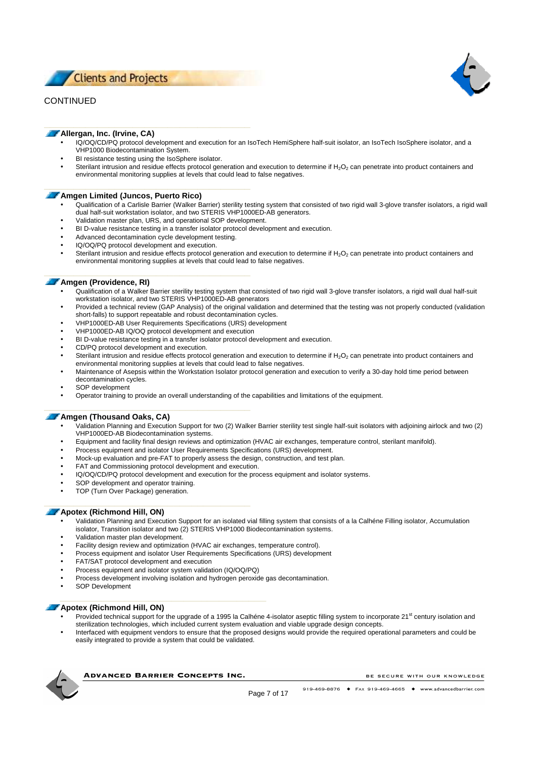# Clients and Projects

CONTINUED

### Allergan, Inc. (Irvine, CA)

- IQ/OQ/CD/PQ protocol development and execution for an IsoTech HemiSphere half-suit isolator, an IsoTech IsoSphere isolator, and a VHP1000 Biodecontamination System.
- BI resistance testing using the IsoSphere isolator.
- Sterilant intrusion and residue effects protocol generation and execution to determine if $H_2O_2$ can penetrate into product containers and environmental monitoring supplies at levels that could lead to false negatives.

### Amgen Limited (Juncos, Puerto Rico)

- Qualification of a Carlisle Barrier (Walker Barrier) sterility testing system that consisted of two rigid wall 3-glove transfer isolators, a rigid wall dual half-suit workstation isolator, and two STERIS VHP1000ED-AB generators.
- Validation master plan, URS, and operational SOP development.
- BI D-value resistance testing in a transfer isolator protocol development and execution.
- Advanced decontamination cycle development testing.
- IQ/OQ/PQ protocol development and execution.
- Sterilant intrusion and residue effects protocol generation and execution to determine if $H_2O_2$ can penetrate into product containers and environmental monitoring supplies at levels that could lead to false negatives.

### Amgen (Providence, RI)

- Qualification of a Walker Barrier sterility testing system that consisted of two rigid wall 3-glove transfer isolators, a rigid wall dual half-suit workstation isolator, and two STERIS VHP1000ED-AB generators
- Provided a technical review (GAP Analysis) of the original validation and determined that the testing was not properly conducted (validation short-falls) to support repeatable and robust decontamination cycles.
- VHP1000ED-AB User Requirements Specifications (URS) development
- VHP1000ED-AB IQ/OQ protocol development and execution
- BI D-value resistance testing in a transfer isolator protocol development and execution.
- CD/PQ protocol development and execution.
- Sterilant intrusion and residue effects protocol generation and execution to determine if $H_2O_2$ can penetrate into product containers and environmental monitoring supplies at levels that could lead to false negatives.
- Maintenance of Asepsis within the Workstation Isolator protocol generation and execution to verify a 30-day hold time period between decontamination cycles.
- SOP development
- Operator training to provide an overall understanding of the capabilities and limitations of the equipment.

### Amgen (Thousand Oaks, CA)

- Validation Planning and Execution Support for two (2) Walker Barrier sterility test single half-suit isolators with adjoining airlock and two (2) VHP1000ED-AB Biodecontamination systems.
- Equipment and facility final design reviews and optimization (HVAC air exchanges, temperature control, sterilant manifold).
- Process equipment and isolator User Requirements Specifications (URS) development.
- Mock-up evaluation and pre-FAT to properly assess the design, construction, and test plan.
- FAT and Commissioning protocol development and execution.
- IQ/OQ/CD/PQ protocol development and execution for the process equipment and isolator systems.
- SOP development and operator training.
- TOP (Turn Over Package) generation.

### Apotex (Richmond Hill, ON)

- Validation Planning and Execution Support for an isolated vial filling system that consists of a la Calhéne Filling isolator, Accumulation isolator, Transition isolator and two (2) STERIS VHP1000 Biodecontamination systems.
- Validation master plan development.
- Facility design review and optimization (HVAC air exchanges, temperature control).
- Process equipment and isolator User Requirements Specifications (URS) development
- FAT/SAT protocol development and execution
- Process equipment and isolator system validation (IQ/OQ/PQ)
- Process development involving isolation and hydrogen peroxide gas decontamination.
- SOP Development

### Apotex (Richmond Hill, ON)

- Provided technical support for the upgrade of a 1995 la Calhéne 4-isolator aseptic filling system to incorporate 21st century isolation and sterilization technologies, which included current system evaluation and viable upgrade design concepts.
- Interfaced with equipment vendors to ensure that the proposed designs would provide the required operational parameters and could be easily integrated to provide a system that could be validated.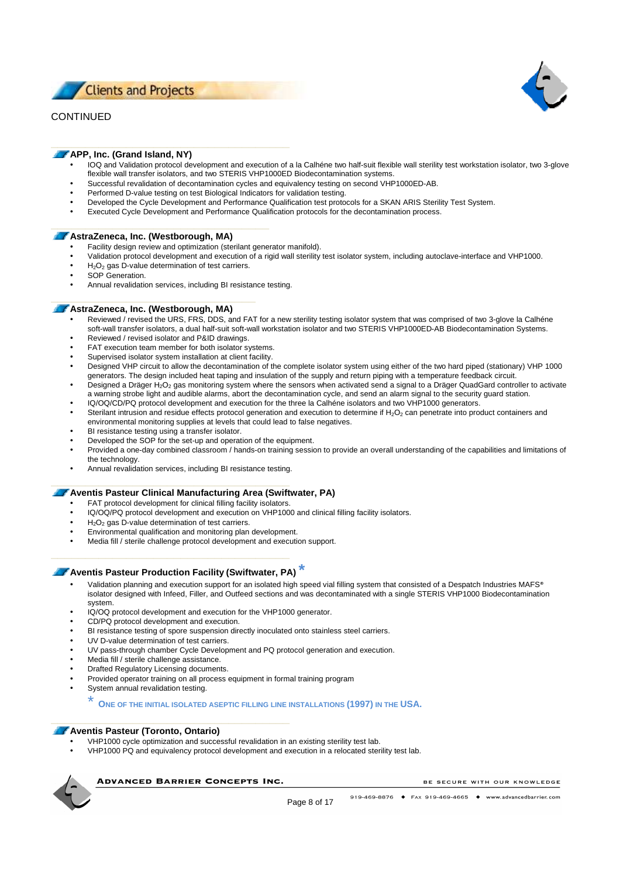## Clients and Projects

CONTINUED

### APP, Inc. (Grand Island, NY)

- IOQ and Validation protocol development and execution of a la Calhéne two half-suit flexible wall sterility test workstation isolator, two 3-glove flexible wall transfer isolators, and two STERIS VHP1000ED Biodecontamination systems.
- Successful revalidation of decontamination cycles and equivalency testing on second VHP1000ED-AB.
- Performed D-value testing on test Biological Indicators for validation testing.
- Developed the Cycle Development and Performance Qualification test protocols for a SKAN ARIS Sterility Test System.
- Executed Cycle Development and Performance Qualification protocols for the decontamination process.

### AstraZeneca, Inc. (Westborough, MA)

- Facility design review and optimization (sterilant generator manifold).
- Validation protocol development and execution of a rigid wall sterility test isolator system, including autoclave-interface and VHP1000.
- $H_2O_2$ gas D-value determination of test carriers.
- SOP Generation.
- Annual revalidation services, including BI resistance testing.

### AstraZeneca, Inc. (Westborough, MA)

- Reviewed / revised the URS, FRS, DDS, and FAT for a new sterility testing isolator system that was comprised of two 3-glove la Calhéne soft-wall transfer isolators, a dual half-suit soft-wall workstation isolator and two STERIS VHP1000ED-AB Biodecontamination Systems.
- Reviewed / revised isolator and P&ID drawings.
- FAT execution team member for both isolator systems.
- Supervised isolator system installation at client facility.
- Designed VHP circuit to allow the decontamination of the complete isolator system using either of the two hard piped (stationary) VHP 1000 generators. The design included heat taping and insulation of the supply and return piping with a temperature feedback circuit.
- Designed a Dräger $H_2O_2$ gas monitoring system where the sensors when activated send a signal to a Dräger QuadGard controller to activate a warning strobe light and audible alarms, abort the decontamination cycle, and send an alarm signal to the security guard station.
- IQ/OQ/CD/PQ protocol development and execution for the three la Calhéne isolators and two VHP1000 generators.
- Sterilant intrusion and residue effects protocol generation and execution to determine if $H_2O_2$ can penetrate into product containers and environmental monitoring supplies at levels that could lead to false negatives.
- BI resistance testing using a transfer isolator.
- Developed the SOP for the set-up and operation of the equipment.
- Provided a one-day combined classroom / hands-on training session to provide an overall understanding of the capabilities and limitations of the technology.
- Annual revalidation services, including BI resistance testing.

### Aventis Pasteur Clinical Manufacturing Area (Swiftwater, PA)

- FAT protocol development for clinical filling facility isolators.
- IQ/OQ/PQ protocol development and execution on VHP1000 and clinical filling facility isolators.
- $H_2O_2$ gas D-value determination of test carriers.
- Environmental qualification and monitoring plan development.
- Media fill / sterile challenge protocol development and execution support.

### Aventis Pasteur Production Facility (Swiftwater, PA) *

- Validation planning and execution support for an isolated high speed vial filling system that consisted of a Despatch Industries MAFS® isolator designed with Infeed, Filler, and Outfeed sections and was decontaminated with a single STERIS VHP1000 Biodecontamination system.
- IQ/OQ protocol development and execution for the VHP1000 generator.
- CD/PQ protocol development and execution.
- BI resistance testing of spore suspension directly inoculated onto stainless steel carriers.
- UV D-value determination of test carriers.
- UV pass-through chamber Cycle Development and PQ protocol generation and execution.
- Media fill / sterile challenge assistance.
- Drafted Regulatory Licensing documents.
- Provided operator training on all process equipment in formal training program
- System annual revalidation testing.

\* ONE OF THE INITIAL ISOLATED ASEPTIC FILLING LINE INSTALLATIONS (1997) IN THE USA.

### Aventis Pasteur (Toronto, Ontario)

- VHP1000 cycle optimization and successful revalidation in an existing sterility test lab.
- VHP1000 PQ and equivalency protocol development and execution in a relocated sterility test lab.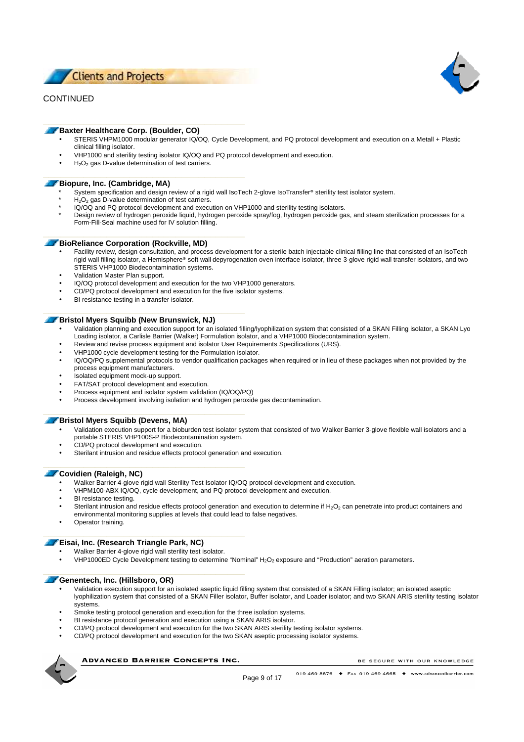## Clients and Projects

CONTINUED

### Baxter Healthcare Corp. (Boulder, CO)

- STERIS VHPM1000 modular generator IQ/OQ, Cycle Development, and PQ protocol development and execution on a Metall + Plastic clinical filling isolator.
- VHP1000 and sterility testing isolator IQ/OQ and PQ protocol development and execution.
- $H_2O_2$ gas D-value determination of test carriers.

### Biopure, Inc. (Cambridge, MA)

- System specification and design review of a rigid wall IsoTech 2-glove IsoTransfer® sterility test isolator system.
- $H_2O_2$ gas D-value determination of test carriers.
- IQ/OQ and PQ protocol development and execution on VHP1000 and sterility testing isolators.
- Design review of hydrogen peroxide liquid, hydrogen peroxide spray/fog, hydrogen peroxide gas, and steam sterilization processes for a Form-Fill-Seal machine used for IV solution filling.

### BioReliance Corporation (Rockville, MD)

- Facility review, design consultation, and process development for a sterile batch injectable clinical filling line that consisted of an IsoTech rigid wall filling isolator, a Hemisphere® soft wall depyrogenation oven interface isolator, three 3-glove rigid wall transfer isolators, and two STERIS VHP1000 Biodecontamination systems.
- Validation Master Plan support.
- IQ/OQ protocol development and execution for the two VHP1000 generators.
- CD/PQ protocol development and execution for the five isolator systems.
- BI resistance testing in a transfer isolator.

### Bristol Myers Squibb (New Brunswick, NJ)

- Validation planning and execution support for an isolated filling/lyophilization system that consisted of a SKAN Filling isolator, a SKAN Lyo Loading isolator, a Carlisle Barrier (Walker) Formulation isolator, and a VHP1000 Biodecontamination system.
- Review and revise process equipment and isolator User Requirements Specifications (URS).
- VHP1000 cycle development testing for the Formulation isolator.
- IQ/OQ/PQ supplemental protocols to vendor qualification packages when required or in lieu of these packages when not provided by the process equipment manufacturers.
- Isolated equipment mock-up support.
- FAT/SAT protocol development and execution.
- Process equipment and isolator system validation (IQ/OQ/PQ)
- Process development involving isolation and hydrogen peroxide gas decontamination.

### Bristol Myers Squibb (Devens, MA)

- Validation execution support for a bioburden test isolator system that consisted of two Walker Barrier 3-glove flexible wall isolators and a portable STERIS VHP100S-P Biodecontamination system.
- CD/PQ protocol development and execution.
- Sterilant intrusion and residue effects protocol generation and execution.

### Covidien (Raleigh, NC)

- Walker Barrier 4-glove rigid wall Sterility Test Isolator IQ/OQ protocol development and execution.
- VHPM100-ABX IQ/OQ, cycle development, and PQ protocol development and execution.
- BI resistance testing.
- Sterilant intrusion and residue effects protocol generation and execution to determine if $H_2O_2$ can penetrate into product containers and environmental monitoring supplies at levels that could lead to false negatives.
- Operator training.

### Eisai, Inc. (Research Triangle Park, NC)

- Walker Barrier 4-glove rigid wall sterility test isolator.
- VHP1000ED Cycle Development testing to determine "Nominal" $H_2O_2$ exposure and "Production" aeration parameters.

### Genentech, Inc. (Hillsboro, OR)

- Validation execution support for an isolated aseptic liquid filling system that consisted of a SKAN Filling isolator; an isolated aseptic lyophilization system that consisted of a SKAN Filler isolator, Buffer isolator, and Loader isolator; and two SKAN ARIS sterility testing isolator systems.
- Smoke testing protocol generation and execution for the three isolation systems.
- BI resistance protocol generation and execution using a SKAN ARIS isolator.
- CD/PQ protocol development and execution for the two SKAN ARIS sterility testing isolator systems.
- CD/PQ protocol development and execution for the two SKAN aseptic processing isolator systems.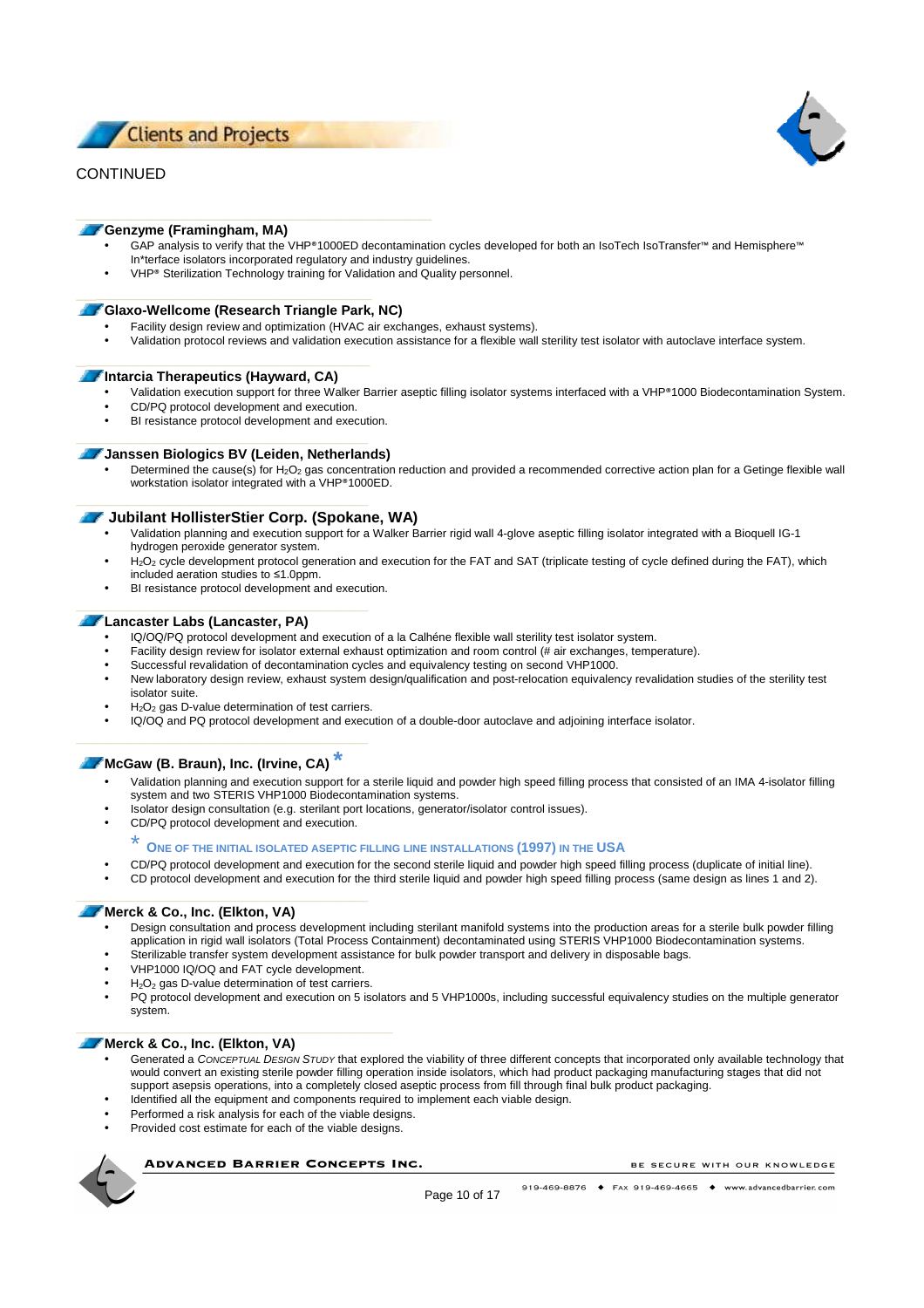## Clients and Projects

CONTINUED

### Genzyme (Framingham, MA)

- GAP analysis to verify that the VHP®1000ED decontamination cycles developed for both an IsoTech IsoTransfer™ and Hemisphere™ In*terface isolators incorporated regulatory and industry guidelines.
- VHP® Sterilization Technology training for Validation and Quality personnel.

### Glaxo-Wellcome (Research Triangle Park, NC)

- Facility design review and optimization (HVAC air exchanges, exhaust systems).
- Validation protocol reviews and validation execution assistance for a flexible wall sterility test isolator with autoclave interface system.

### Intarcia Therapeutics (Hayward, CA)

- Validation execution support for three Walker Barrier aseptic filling isolator systems interfaced with a VHP®1000 Biodecontamination System.
- CD/PQ protocol development and execution.
- BI resistance protocol development and execution.

### Janssen Biologics BV (Leiden, Netherlands)

- Determined the cause(s) for $H_2O_2$ gas concentration reduction and provided a recommended corrective action plan for a Getinge flexible wall workstation isolator integrated with a VHP®1000ED.

### Jubilant HollisterStier Corp. (Spokane, WA)

- Validation planning and execution support for a Walker Barrier rigid wall 4-glove aseptic filling isolator integrated with a Bioquell IG-1 hydrogen peroxide generator system.
- $H_2O_2$ cycle development protocol generation and execution for the FAT and SAT (triplicate testing of cycle defined during the FAT), which included aeration studies to ≤1.0ppm.
- BI resistance protocol development and execution.

### Lancaster Labs (Lancaster, PA)

- IQ/OQ/PQ protocol development and execution of a la Calhéne flexible wall sterility test isolator system.
- Facility design review for isolator external exhaust optimization and room control (# air exchanges, temperature).
- Successful revalidation of decontamination cycles and equivalency testing on second VHP1000.
- New laboratory design review, exhaust system design/qualification and post-relocation equivalency revalidation studies of the sterility test isolator suite.
- $H_2O_2$ gas D-value determination of test carriers.
- IQ/OQ and PQ protocol development and execution of a double-door autoclave and adjoining interface isolator.

### McGaw (B. Braun), Inc. (Irvine, CA) *

- Validation planning and execution support for a sterile liquid and powder high speed filling process that consisted of an IMA 4-isolator filling system and two STERIS VHP1000 Biodecontamination systems.
- Isolator design consultation (e.g. sterilant port locations, generator/isolator control issues).
- CD/PQ protocol development and execution.

  \* ONE OF THE INITIAL ISOLATED ASEPTIC FILLING LINE INSTALLATIONS (1997) IN THE USA

- CD/PQ protocol development and execution for the second sterile liquid and powder high speed filling process (duplicate of initial line).
- CD protocol development and execution for the third sterile liquid and powder high speed filling process (same design as lines 1 and 2).

### Merck & Co., Inc. (Elkton, VA)

- Design consultation and process development including sterilant manifold systems into the production areas for a sterile bulk powder filling application in rigid wall isolators (Total Process Containment) decontaminated using STERIS VHP1000 Biodecontamination systems.
- Sterilizable transfer system development assistance for bulk powder transport and delivery in disposable bags.
- VHP1000 IQ/OQ and FAT cycle development.
- $H_2O_2$ gas D-value determination of test carriers.
- PQ protocol development and execution on 5 isolators and 5 VHP1000s, including successful equivalency studies on the multiple generator system.

### Merck & Co., Inc. (Elkton, VA)

- Generated a *Conceptual Design Study* that explored the viability of three different concepts that incorporated only available technology that would convert an existing sterile powder filling operation inside isolators, which had product packaging manufacturing stages that did not support asepsis operations, into a completely closed aseptic process from fill through final bulk product packaging.
- Identified all the equipment and components required to implement each viable design.
- Performed a risk analysis for each of the viable designs.
- Provided cost estimate for each of the viable designs.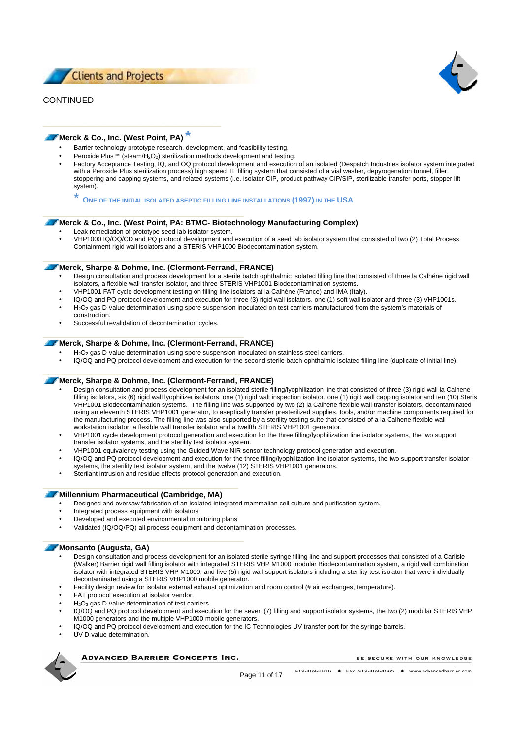## Clients and Projects

CONTINUED

### Merck & Co., Inc. (West Point, PA) *

- Barrier technology prototype research, development, and feasibility testing.
- Peroxide Plus™ (steam/$H_2O_2$) sterilization methods development and testing.
- Factory Acceptance Testing, IQ, and OQ protocol development and execution of an isolated (Despatch Industries isolator system integrated with a Peroxide Plus sterilization process) high speed TL filling system that consisted of a vial washer, depyrogenation tunnel, filler, stoppering and capping systems, and related systems (i.e. isolator CIP, product pathway CIP/SIP, sterilizable transfer ports, stopper lift system).

\* ONE OF THE INITIAL ISOLATED ASEPTIC FILLING LINE INSTALLATIONS (1997) IN THE USA

### Merck & Co., Inc. (West Point, PA: BTMC- Biotechnology Manufacturing Complex)

- Leak remediation of prototype seed lab isolator system.
- VHP1000 IQ/OQ/CD and PQ protocol development and execution of a seed lab isolator system that consisted of two (2) Total Process Containment rigid wall isolators and a STERIS VHP1000 Biodecontamination system.

### Merck, Sharpe & Dohme, Inc. (Clermont-Ferrand, FRANCE)

- Design consultation and process development for a sterile batch ophthalmic isolated filling line that consisted of three la Calhéne rigid wall isolators, a flexible wall transfer isolator, and three STERIS VHP1001 Biodecontamination systems.
- VHP1001 FAT cycle development testing on filling line isolators at la Calhéne (France) and IMA (Italy).
- IQ/OQ and PQ protocol development and execution for three (3) rigid wall isolators, one (1) soft wall isolator and three (3) VHP1001s.
- $H_2O_2$ gas D-value determination using spore suspension inoculated on test carriers manufactured from the system's materials of construction.
- Successful revalidation of decontamination cycles.

### Merck, Sharpe & Dohme, Inc. (Clermont-Ferrand, FRANCE)

- $H_2O_2$ gas D-value determination using spore suspension inoculated on stainless steel carriers.
- IQ/OQ and PQ protocol development and execution for the second sterile batch ophthalmic isolated filling line (duplicate of initial line).

### Merck, Sharpe & Dohme, Inc. (Clermont-Ferrand, FRANCE)

- Design consultation and process development for an isolated sterile filling/lyophilization line that consisted of three (3) rigid wall la Calhene filling isolators, six (6) rigid wall lyophilizer isolators, one (1) rigid wall inspection isolator, one (1) rigid wall capping isolator and ten (10) Steris VHP1001 Biodecontamination systems. The filling line was supported by two (2) la Calhene flexible wall transfer isolators, decontaminated using an eleventh STERIS VHP1001 generator, to aseptically transfer presterilized supplies, tools, and/or machine components required for the manufacturing process. The filling line was also supported by a sterility testing suite that consisted of a la Calhene flexible wall workstation isolator, a flexible wall transfer isolator and a twelfth STERIS VHP1001 generator.
- VHP1001 cycle development protocol generation and execution for the three filling/lyophilization line isolator systems, the two support transfer isolator systems, and the sterility test isolator system.
- VHP1001 equivalency testing using the Guided Wave NIR sensor technology protocol generation and execution.
- IQ/OQ and PQ protocol development and execution for the three filling/lyophilization line isolator systems, the two support transfer isolator systems, the sterility test isolator system, and the twelve (12) STERIS VHP1001 generators.
- Sterilant intrusion and residue effects protocol generation and execution.

### Millennium Pharmaceutical (Cambridge, MA)

- Designed and oversaw fabrication of an isolated integrated mammalian cell culture and purification system.
- Integrated process equipment with isolators
- Developed and executed environmental monitoring plans
- Validated (IQ/OQ/PQ) all process equipment and decontamination processes.

### Monsanto (Augusta, GA)

- Design consultation and process development for an isolated sterile syringe filling line and support processes that consisted of a Carlisle (Walker) Barrier rigid wall filling isolator with integrated STERIS VHP M1000 modular Biodecontamination system, a rigid wall combination isolator with integrated STERIS VHP M1000, and five (5) rigid wall support isolators including a sterility test isolator that were individually decontaminated using a STERIS VHP1000 mobile generator.
- Facility design review for isolator external exhaust optimization and room control (# air exchanges, temperature).
- FAT protocol execution at isolator vendor.
- $H_2O_2$ gas D-value determination of test carriers.
- IQ/OQ and PQ protocol development and execution for the seven (7) filling and support isolator systems, the two (2) modular STERIS VHP M1000 generators and the multiple VHP1000 mobile generators.
- IQ/OQ and PQ protocol development and execution for the IC Technologies UV transfer port for the syringe barrels.
- UV D-value determination.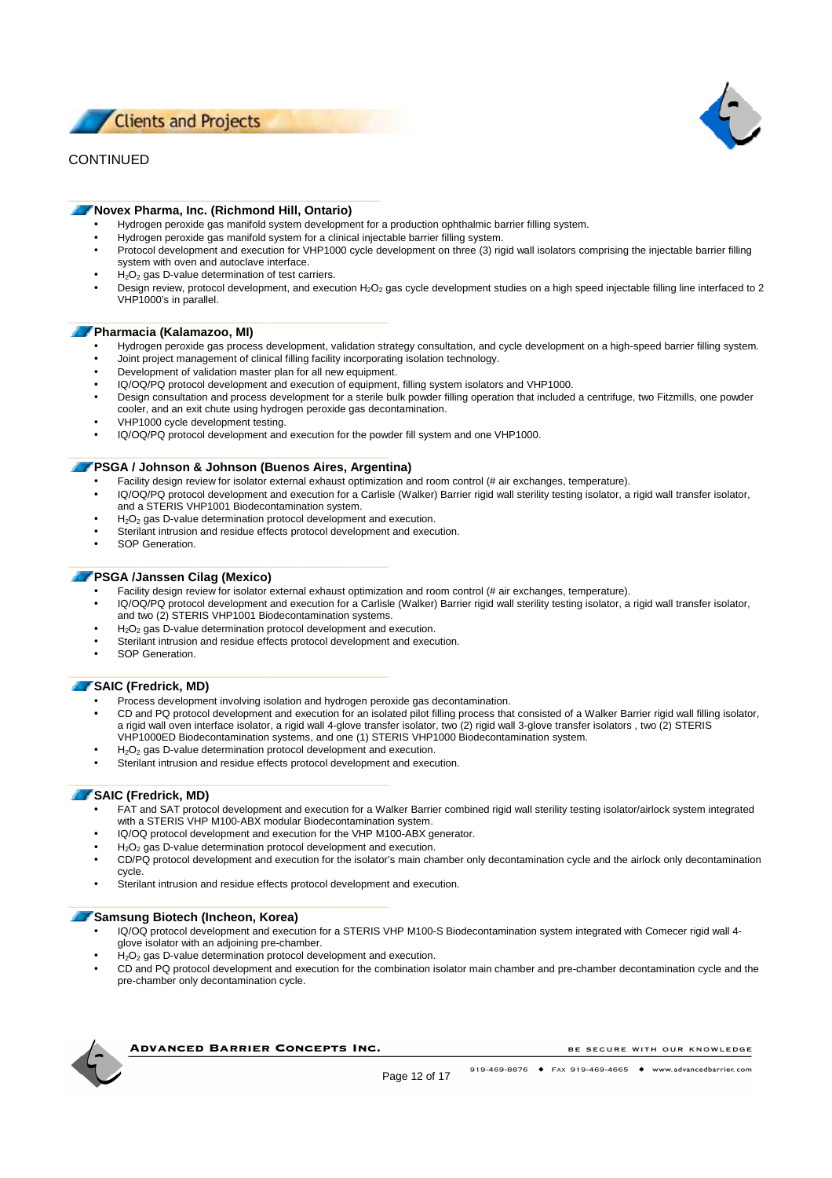## Clients and Projects

CONTINUED

### Novex Pharma, Inc. (Richmond Hill, Ontario)

- Hydrogen peroxide gas manifold system development for a production ophthalmic barrier filling system.
- Hydrogen peroxide gas manifold system for a clinical injectable barrier filling system.
- Protocol development and execution for VHP1000 cycle development on three (3) rigid wall isolators comprising the injectable barrier filling system with oven and autoclave interface.
- $H_2O_2$ gas D-value determination of test carriers.
- Design review, protocol development, and execution $H_2O_2$ gas cycle development studies on a high speed injectable filling line interfaced to 2 VHP1000's in parallel.

### Pharmacia (Kalamazoo, MI)

- Hydrogen peroxide gas process development, validation strategy consultation, and cycle development on a high-speed barrier filling system.
- Joint project management of clinical filling facility incorporating isolation technology.
- Development of validation master plan for all new equipment.
- IQ/OQ/PQ protocol development and execution of equipment, filling system isolators and VHP1000.
- Design consultation and process development for a sterile bulk powder filling operation that included a centrifuge, two Fitzmills, one powder cooler, and an exit chute using hydrogen peroxide gas decontamination.
- VHP1000 cycle development testing.
- IQ/OQ/PQ protocol development and execution for the powder fill system and one VHP1000.

### PSGA / Johnson & Johnson (Buenos Aires, Argentina)

- Facility design review for isolator external exhaust optimization and room control (# air exchanges, temperature).
- IQ/OQ/PQ protocol development and execution for a Carlisle (Walker) Barrier rigid wall sterility testing isolator, a rigid wall transfer isolator, and a STERIS VHP1001 Biodecontamination system.
- $H_2O_2$ gas D-value determination protocol development and execution.
- Sterilant intrusion and residue effects protocol development and execution.
- SOP Generation.

### PSGA /Janssen Cilag (Mexico)

- Facility design review for isolator external exhaust optimization and room control (# air exchanges, temperature).
- IQ/OQ/PQ protocol development and execution for a Carlisle (Walker) Barrier rigid wall sterility testing isolator, a rigid wall transfer isolator, and two (2) STERIS VHP1001 Biodecontamination systems.
- $H_2O_2$ gas D-value determination protocol development and execution.
- Sterilant intrusion and residue effects protocol development and execution.
- SOP Generation.

### SAIC (Fredrick, MD)

- Process development involving isolation and hydrogen peroxide gas decontamination.
- CD and PQ protocol development and execution for an isolated pilot filling process that consisted of a Walker Barrier rigid wall filling isolator, a rigid wall oven interface isolator, a rigid wall 4-glove transfer isolator, two (2) rigid wall 3-glove transfer isolators , two (2) STERIS VHP1000ED Biodecontamination systems, and one (1) STERIS VHP1000 Biodecontamination system.
- $H_2O_2$ gas D-value determination protocol development and execution.
- Sterilant intrusion and residue effects protocol development and execution.

### SAIC (Fredrick, MD)

- FAT and SAT protocol development and execution for a Walker Barrier combined rigid wall sterility testing isolator/airlock system integrated with a STERIS VHP M100-ABX modular Biodecontamination system.
- IQ/OQ protocol development and execution for the VHP M100-ABX generator.
- $H_2O_2$ gas D-value determination protocol development and execution.
- CD/PQ protocol development and execution for the isolator's main chamber only decontamination cycle and the airlock only decontamination cycle.
- Sterilant intrusion and residue effects protocol development and execution.

### Samsung Biotech (Incheon, Korea)

- IQ/OQ protocol development and execution for a STERIS VHP M100-S Biodecontamination system integrated with Comecer rigid wall 4-glove isolator with an adjoining pre-chamber.
- $H_2O_2$ gas D-value determination protocol development and execution.
- CD and PQ protocol development and execution for the combination isolator main chamber and pre-chamber decontamination cycle and the pre-chamber only decontamination cycle.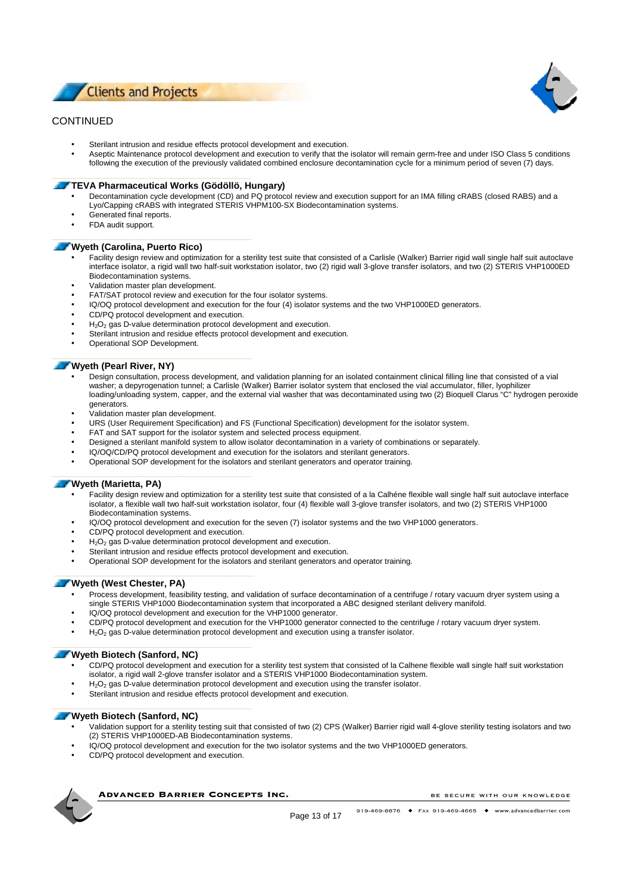CONTINUED

- Sterilant intrusion and residue effects protocol development and execution.
- Aseptic Maintenance protocol development and execution to verify that the isolator will remain germ-free and under ISO Class 5 conditions following the execution of the previously validated combined enclosure decontamination cycle for a minimum period of seven (7) days.

### TEVA Pharmaceutical Works (Gödöllö, Hungary)

- Decontamination cycle development (CD) and PQ protocol review and execution support for an IMA filling cRABS (closed RABS) and a Lyo/Capping cRABS with integrated STERIS VHPM100-SX Biodecontamination systems.
- Generated final reports.
- FDA audit support.

### Wyeth (Carolina, Puerto Rico)

- Facility design review and optimization for a sterility test suite that consisted of a Carlisle (Walker) Barrier rigid wall single half suit autoclave interface isolator, a rigid wall two half-suit workstation isolator, two (2) rigid wall 3-glove transfer isolators, and two (2) STERIS VHP1000ED Biodecontamination systems.
- Validation master plan development.
- FAT/SAT protocol review and execution for the four isolator systems.
- IQ/OQ protocol development and execution for the four (4) isolator systems and the two VHP1000ED generators.
- CD/PQ protocol development and execution.
- $H_2O_2$ gas D-value determination protocol development and execution.
- Sterilant intrusion and residue effects protocol development and execution.
- Operational SOP Development.

### Wyeth (Pearl River, NY)

- Design consultation, process development, and validation planning for an isolated containment clinical filling line that consisted of a vial washer; a depyrogenation tunnel; a Carlisle (Walker) Barrier isolator system that enclosed the vial accumulator, filler, lyophilizer loading/unloading system, capper, and the external vial washer that was decontaminated using two (2) Bioquell Clarus "C" hydrogen peroxide generators.
- Validation master plan development.
- URS (User Requirement Specification) and FS (Functional Specification) development for the isolator system.
- FAT and SAT support for the isolator system and selected process equipment.
- Designed a sterilant manifold system to allow isolator decontamination in a variety of combinations or separately.
- IQ/OQ/CD/PQ protocol development and execution for the isolators and sterilant generators.
- Operational SOP development for the isolators and sterilant generators and operator training.

### Wyeth (Marietta, PA)

- Facility design review and optimization for a sterility test suite that consisted of a la Calhéne flexible wall single half suit autoclave interface isolator, a flexible wall two half-suit workstation isolator, four (4) flexible wall 3-glove transfer isolators, and two (2) STERIS VHP1000 Biodecontamination systems.
- IQ/OQ protocol development and execution for the seven (7) isolator systems and the two VHP1000 generators.
- CD/PQ protocol development and execution.
- $H_2O_2$ gas D-value determination protocol development and execution.
- Sterilant intrusion and residue effects protocol development and execution.
- Operational SOP development for the isolators and sterilant generators and operator training.

### Wyeth (West Chester, PA)

- Process development, feasibility testing, and validation of surface decontamination of a centrifuge / rotary vacuum dryer system using a single STERIS VHP1000 Biodecontamination system that incorporated a ABC designed sterilant delivery manifold.
- IQ/OQ protocol development and execution for the VHP1000 generator.
- CD/PQ protocol development and execution for the VHP1000 generator connected to the centrifuge / rotary vacuum dryer system.
- $H_2O_2$ gas D-value determination protocol development and execution using a transfer isolator.

### Wyeth Biotech (Sanford, NC)

- CD/PQ protocol development and execution for a sterility test system that consisted of la Calhene flexible wall single half suit workstation isolator, a rigid wall 2-glove transfer isolator and a STERIS VHP1000 Biodecontamination system.
- $H_2O_2$ gas D-value determination protocol development and execution using the transfer isolator.
- Sterilant intrusion and residue effects protocol development and execution.

### Wyeth Biotech (Sanford, NC)

- Validation support for a sterility testing suit that consisted of two (2) CPS (Walker) Barrier rigid wall 4-glove sterility testing isolators and two (2) STERIS VHP1000ED-AB Biodecontamination systems.
- IQ/OQ protocol development and execution for the two isolator systems and the two VHP1000ED generators.
- CD/PQ protocol development and execution.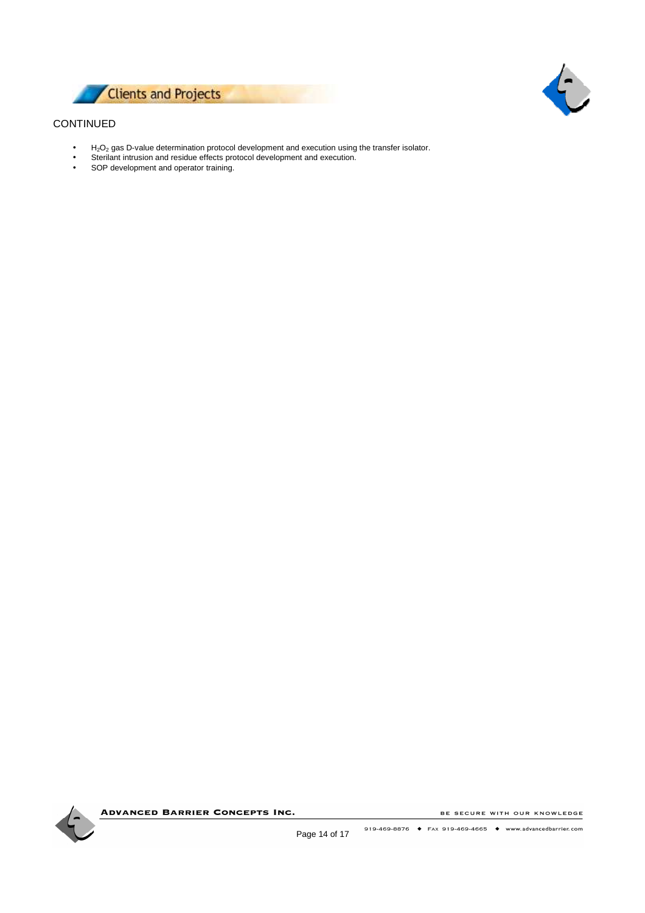CONTINUED

- $H_2O_2$ gas D-value determination protocol development and execution using the transfer isolator.
- Sterilant intrusion and residue effects protocol development and execution.
- SOP development and operator training.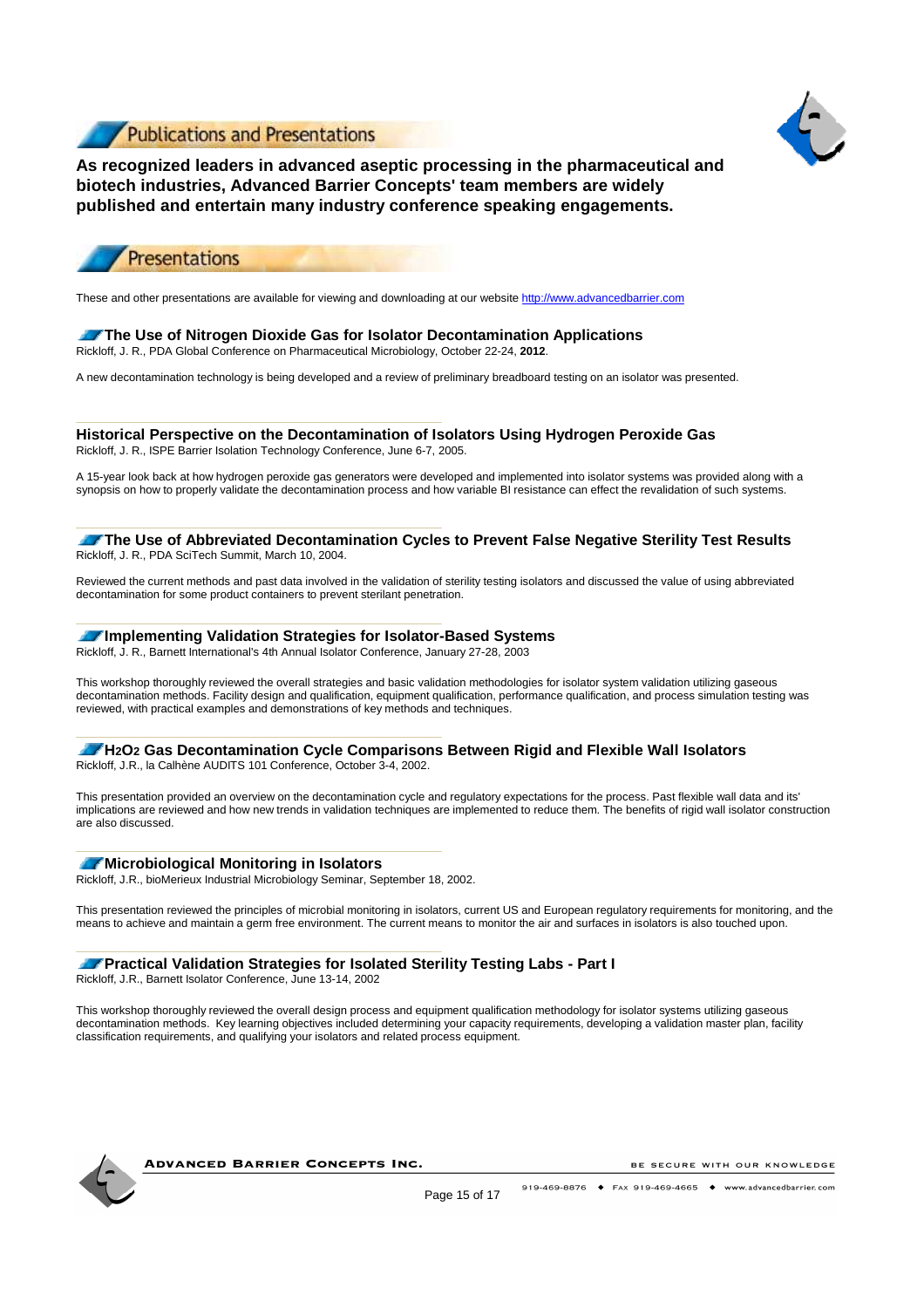## Publications and Presentations

**As recognized leaders in advanced aseptic processing in the pharmaceutical and biotech industries, Advanced Barrier Concepts' team members are widely published and entertain many industry conference speaking engagements.**

## Presentations

These and other presentations are available for viewing and downloading at our website http://www.advancedbarrier.com

### The Use of Nitrogen Dioxide Gas for Isolator Decontamination Applications

Rickloff, J. R., PDA Global Conference on Pharmaceutical Microbiology, October 22-24, **2012**.

A new decontamination technology is being developed and a review of preliminary breadboard testing on an isolator was presented.

### Historical Perspective on the Decontamination of Isolators Using Hydrogen Peroxide Gas

Rickloff, J. R., ISPE Barrier Isolation Technology Conference, June 6-7, 2005.

A 15-year look back at how hydrogen peroxide gas generators were developed and implemented into isolator systems was provided along with a synopsis on how to properly validate the decontamination process and how variable BI resistance can effect the revalidation of such systems.

### The Use of Abbreviated Decontamination Cycles to Prevent False Negative Sterility Test Results

Rickloff, J. R., PDA SciTech Summit, March 10, 2004.

Reviewed the current methods and past data involved in the validation of sterility testing isolators and discussed the value of using abbreviated decontamination for some product containers to prevent sterilant penetration.

### Implementing Validation Strategies for Isolator-Based Systems

Rickloff, J. R., Barnett International's 4th Annual Isolator Conference, January 27-28, 2003

This workshop thoroughly reviewed the overall strategies and basic validation methodologies for isolator system validation utilizing gaseous decontamination methods. Facility design and qualification, equipment qualification, performance qualification, and process simulation testing was reviewed, with practical examples and demonstrations of key methods and techniques.

### $H_2O_2$ Gas Decontamination Cycle Comparisons Between Rigid and Flexible Wall Isolators

Rickloff, J.R., la Calhène AUDITS 101 Conference, October 3-4, 2002.

This presentation provided an overview on the decontamination cycle and regulatory expectations for the process. Past flexible wall data and its' implications are reviewed and how new trends in validation techniques are implemented to reduce them. The benefits of rigid wall isolator construction are also discussed.

### Microbiological Monitoring in Isolators

Rickloff, J.R., bioMerieux Industrial Microbiology Seminar, September 18, 2002.

This presentation reviewed the principles of microbial monitoring in isolators, current US and European regulatory requirements for monitoring, and the means to achieve and maintain a germ free environment. The current means to monitor the air and surfaces in isolators is also touched upon.

### Practical Validation Strategies for Isolated Sterility Testing Labs - Part I

Rickloff, J.R., Barnett Isolator Conference, June 13-14, 2002

This workshop thoroughly reviewed the overall design process and equipment qualification methodology for isolator systems utilizing gaseous decontamination methods. Key learning objectives included determining your capacity requirements, developing a validation master plan, facility classification requirements, and qualifying your isolators and related process equipment.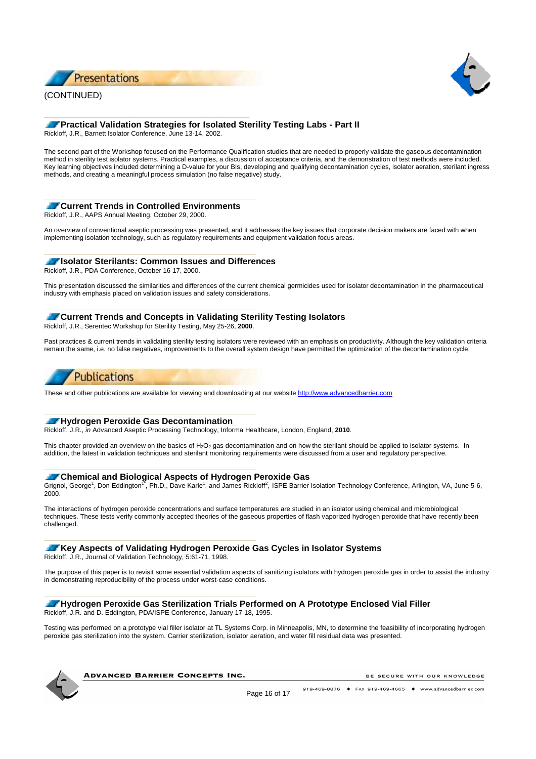## Presentations

(CONTINUED)

### Practical Validation Strategies for Isolated Sterility Testing Labs - Part II

Rickloff, J.R., Barnett Isolator Conference, June 13-14, 2002.

The second part of the Workshop focused on the Performance Qualification studies that are needed to properly validate the gaseous decontamination method in sterility test isolator systems. Practical examples, a discussion of acceptance criteria, and the demonstration of test methods were included. Key learning objectives included determining a D-value for your BIs, developing and qualifying decontamination cycles, isolator aeration, sterilant ingress methods, and creating a meaningful process simulation (no false negative) study.

### Current Trends in Controlled Environments

Rickloff, J.R., AAPS Annual Meeting, October 29, 2000.

An overview of conventional aseptic processing was presented, and it addresses the key issues that corporate decision makers are faced with when implementing isolation technology, such as regulatory requirements and equipment validation focus areas.

### Isolator Sterilants: Common Issues and Differences

Rickloff, J.R., PDA Conference, October 16-17, 2000.

This presentation discussed the similarities and differences of the current chemical germicides used for isolator decontamination in the pharmaceutical industry with emphasis placed on validation issues and safety considerations.

### Current Trends and Concepts in Validating Sterility Testing Isolators

Rickloff, J.R., Serentec Workshop for Sterility Testing, May 25-26, **2000**.

Past practices & current trends in validating sterility testing isolators were reviewed with an emphasis on productivity. Although the key validation criteria remain the same, i.e. no false negatives, improvements to the overall system design have permitted the optimization of the decontamination cycle.

## Publications

These and other publications are available for viewing and downloading at our website http://www.advancedbarrier.com

### Hydrogen Peroxide Gas Decontamination

Rickloff, J.R., *in* Advanced Aseptic Processing Technology, Informa Healthcare, London, England, **2010**.

This chapter provided an overview on the basics of $H_2O_2$ gas decontamination and on how the sterilant should be applied to isolator systems. In addition, the latest in validation techniques and sterilant monitoring requirements were discussed from a user and regulatory perspective.

### Chemical and Biological Aspects of Hydrogen Peroxide Gas

Grignol, George[1], Don Eddington[1*], Ph.D., Dave Karle[1], and James Rickloff[2], ISPE Barrier Isolation Technology Conference, Arlington, VA, June 5-6, 2000.

The interactions of hydrogen peroxide concentrations and surface temperatures are studied in an isolator using chemical and microbiological techniques. These tests verify commonly accepted theories of the gaseous properties of flash vaporized hydrogen peroxide that have recently been challenged.

### Key Aspects of Validating Hydrogen Peroxide Gas Cycles in Isolator Systems

Rickloff, J.R., Journal of Validation Technology, 5:61-71, 1998.

The purpose of this paper is to revisit some essential validation aspects of sanitizing isolators with hydrogen peroxide gas in order to assist the industry in demonstrating reproducibility of the process under worst-case conditions.

### Hydrogen Peroxide Gas Sterilization Trials Performed on A Prototype Enclosed Vial Filler

Rickloff, J.R. and D. Eddington, PDA/ISPE Conference, January 17-18, 1995.

Testing was performed on a prototype vial filler isolator at TL Systems Corp. in Minneapolis, MN, to determine the feasibility of incorporating hydrogen peroxide gas sterilization into the system. Carrier sterilization, isolator aeration, and water fill residual data was presented.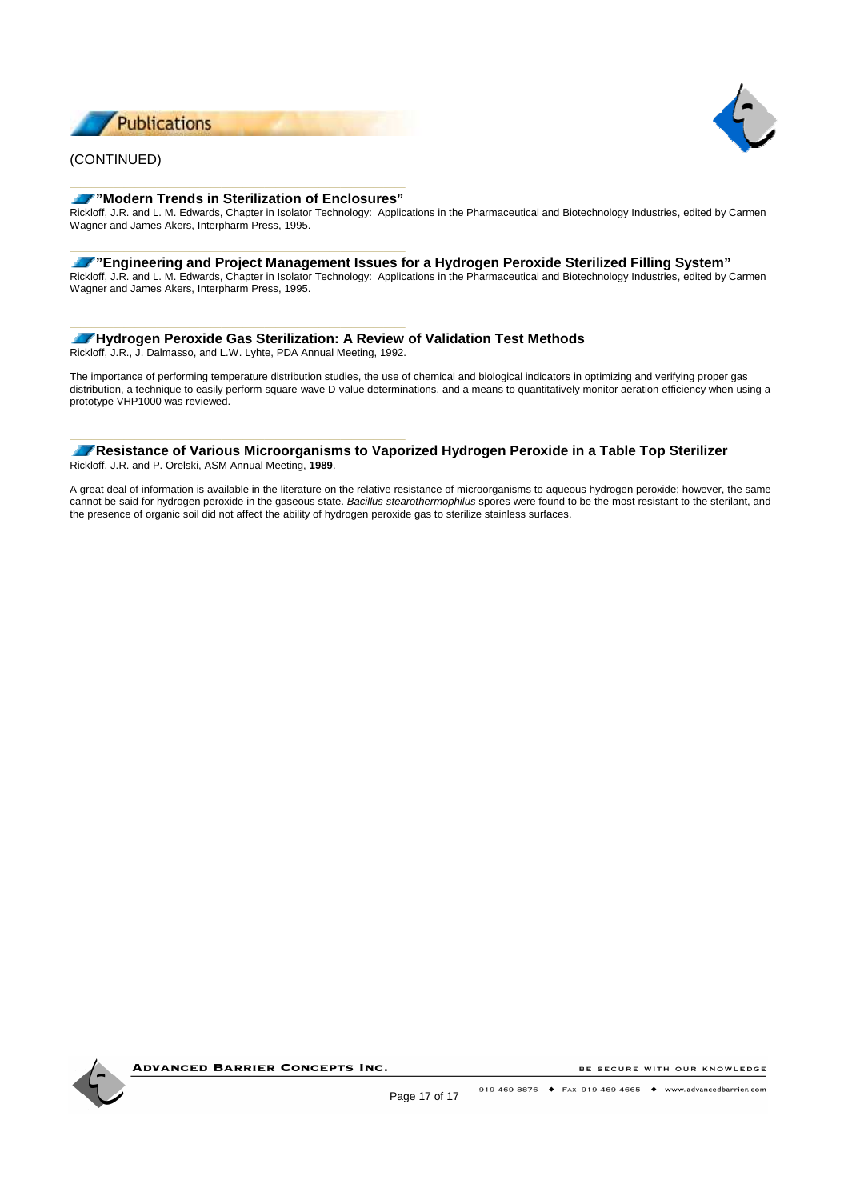# Publications

(CONTINUED)

### "Modern Trends in Sterilization of Enclosures"

Rickloff, J.R. and L. M. Edwards, Chapter in Isolator Technology: Applications in the Pharmaceutical and Biotechnology Industries, edited by Carmen Wagner and James Akers, Interpharm Press, 1995.

### "Engineering and Project Management Issues for a Hydrogen Peroxide Sterilized Filling System"

Rickloff, J.R. and L. M. Edwards, Chapter in Isolator Technology: Applications in the Pharmaceutical and Biotechnology Industries, edited by Carmen Wagner and James Akers, Interpharm Press, 1995.

### Hydrogen Peroxide Gas Sterilization: A Review of Validation Test Methods

Rickloff, J.R., J. Dalmasso, and L.W. Lyhte, PDA Annual Meeting, 1992.

The importance of performing temperature distribution studies, the use of chemical and biological indicators in optimizing and verifying proper gas distribution, a technique to easily perform square-wave D-value determinations, and a means to quantitatively monitor aeration efficiency when using a prototype VHP1000 was reviewed.

### Resistance of Various Microorganisms to Vaporized Hydrogen Peroxide in a Table Top Sterilizer

Rickloff, J.R. and P. Orelski, ASM Annual Meeting, **1989**.

A great deal of information is available in the literature on the relative resistance of microorganisms to aqueous hydrogen peroxide; however, the same cannot be said for hydrogen peroxide in the gaseous state. *Bacillus stearothermophilus* spores were found to be the most resistant to the sterilant, and the presence of organic soil did not affect the ability of hydrogen peroxide gas to sterilize stainless surfaces.